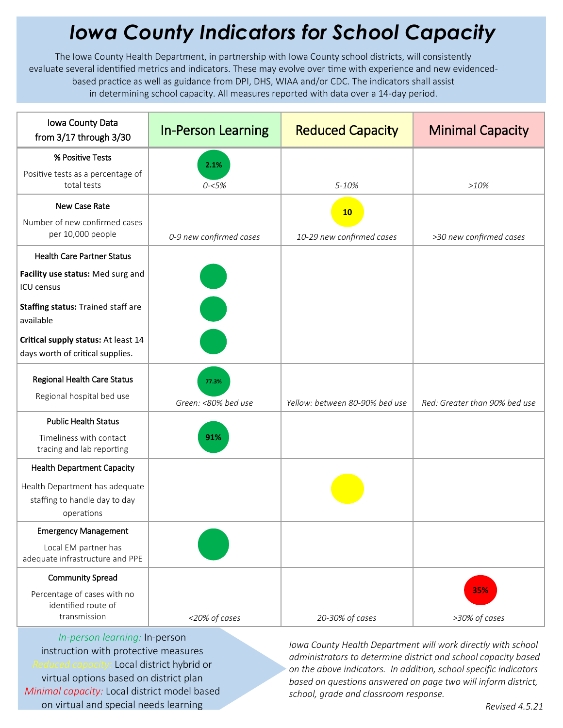# Iowa County Indicators for School Capacity

The Iowa County Health Department, in partnership with Iowa County school districts, will consistently evaluate several identified metrics and indicators. These may evolve over time with experience and new evidenced-based practice as well as guidance from DPI, DHS, WIAA and/or CDC. The indicators shall assist in determining school capacity. All measures reported with data over a 14-day period.

| Iowa County Data from 3/17 through 3/30 | In-Person Learning | Reduced Capacity | Minimal Capacity |
|---|---|---|---|
| **% Positive Tests**<br>Positive tests as a percentage of total tests | 2.1%<br>*0-<5%* | *5-10%* | *>10%* |
| **New Case Rate**<br>Number of new confirmed cases per 10,000 people | *0-9 new confirmed cases* | 10<br>*10-29 new confirmed cases* | *>30 new confirmed cases* |
| **Health Care Partner Status**<br>**Facility use status:** Med surg and ICU census<br>**Staffing status:** Trained staff are available<br>**Critical supply status:** At least 14 days worth of critical supplies. | ● (Facility use status)<br>● (Staffing status)<br>● (Critical supply status) | | |
| **Regional Health Care Status**<br>Regional hospital bed use | 77.3%<br>*Green: <80% bed use* | *Yellow: between 80-90% bed use* | *Red: Greater than 90% bed use* |
| **Public Health Status**<br>Timeliness with contact tracing and lab reporting | 91% | | |
| **Health Department Capacity**<br>Health Department has adequate staffing to handle day to day operations | | ● | |
| **Emergency Management**<br>Local EM partner has adequate infrastructure and PPE | ● | | |
| **Community Spread**<br>Percentage of cases with no identified route of transmission | *<20% of cases* | *20-30% of cases* | 35%<br>*>30% of cases* |

*In-person learning:* In-person instruction with protective measures
*Reduced capacity:* Local district hybrid or virtual options based on district plan
*Minimal capacity:* Local district model based on virtual and special needs learning

*Iowa County Health Department will work directly with school administrators to determine district and school capacity based on the above indicators. In addition, school specific indicators based on questions answered on page two will inform district, school, grade and classroom response.*

*Revised 4.5.21*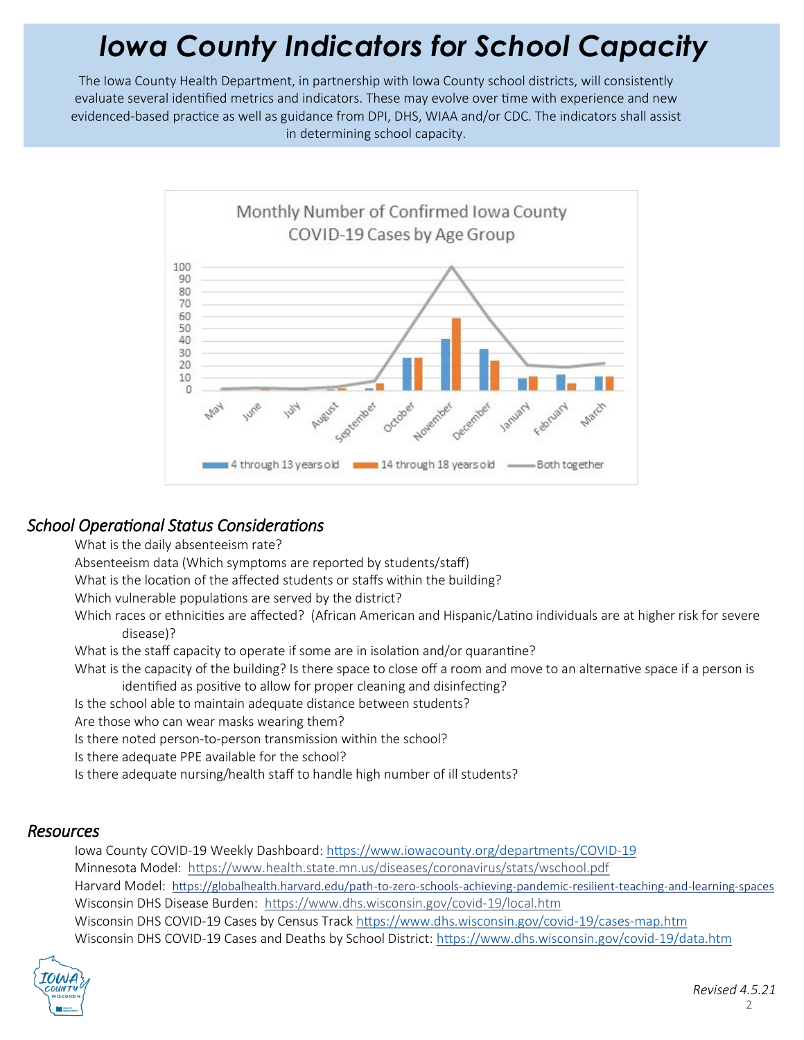# Iowa County Indicators for School Capacity

The Iowa County Health Department, in partnership with Iowa County school districts, will consistently evaluate several identified metrics and indicators. These may evolve over time with experience and new evidenced-based practice as well as guidance from DPI, DHS, WIAA and/or CDC. The indicators shall assist in determining school capacity.

Monthly Number of Confirmed Iowa County COVID-19 Cases by Age Group

100
90
80
70
60
50
40
30
20
10
0

May
June
July
August
September
October
November
December
January
February
March

4 through 13 years old
14 through 18 years old
Both together

## *School Operational Status Considerations*

What is the daily absenteeism rate?
Absenteeism data (Which symptoms are reported by students/staff)
What is the location of the affected students or staffs within the building?
Which vulnerable populations are served by the district?
Which races or ethnicities are affected? (African American and Hispanic/Latino individuals are at higher risk for severe disease)?
What is the staff capacity to operate if some are in isolation and/or quarantine?
What is the capacity of the building? Is there space to close off a room and move to an alternative space if a person is identified as positive to allow for proper cleaning and disinfecting?
Is the school able to maintain adequate distance between students?
Are those who can wear masks wearing them?
Is there noted person-to-person transmission within the school?
Is there adequate PPE available for the school?
Is there adequate nursing/health staff to handle high number of ill students?

## *Resources*

Iowa County COVID-19 Weekly Dashboard: https://www.iowacounty.org/departments/COVID-19
Minnesota Model: https://www.health.state.mn.us/diseases/coronavirus/stats/wschool.pdf
Harvard Model: https://globalhealth.harvard.edu/path-to-zero-schools-achieving-pandemic-resilient-teaching-and-learning-spaces
Wisconsin DHS Disease Burden: https://www.dhs.wisconsin.gov/covid-19/local.htm
Wisconsin DHS COVID-19 Cases by Census Track https://www.dhs.wisconsin.gov/covid-19/cases-map.htm
Wisconsin DHS COVID-19 Cases and Deaths by School District: https://www.dhs.wisconsin.gov/covid-19/data.htm

*Revised 4.5.21*